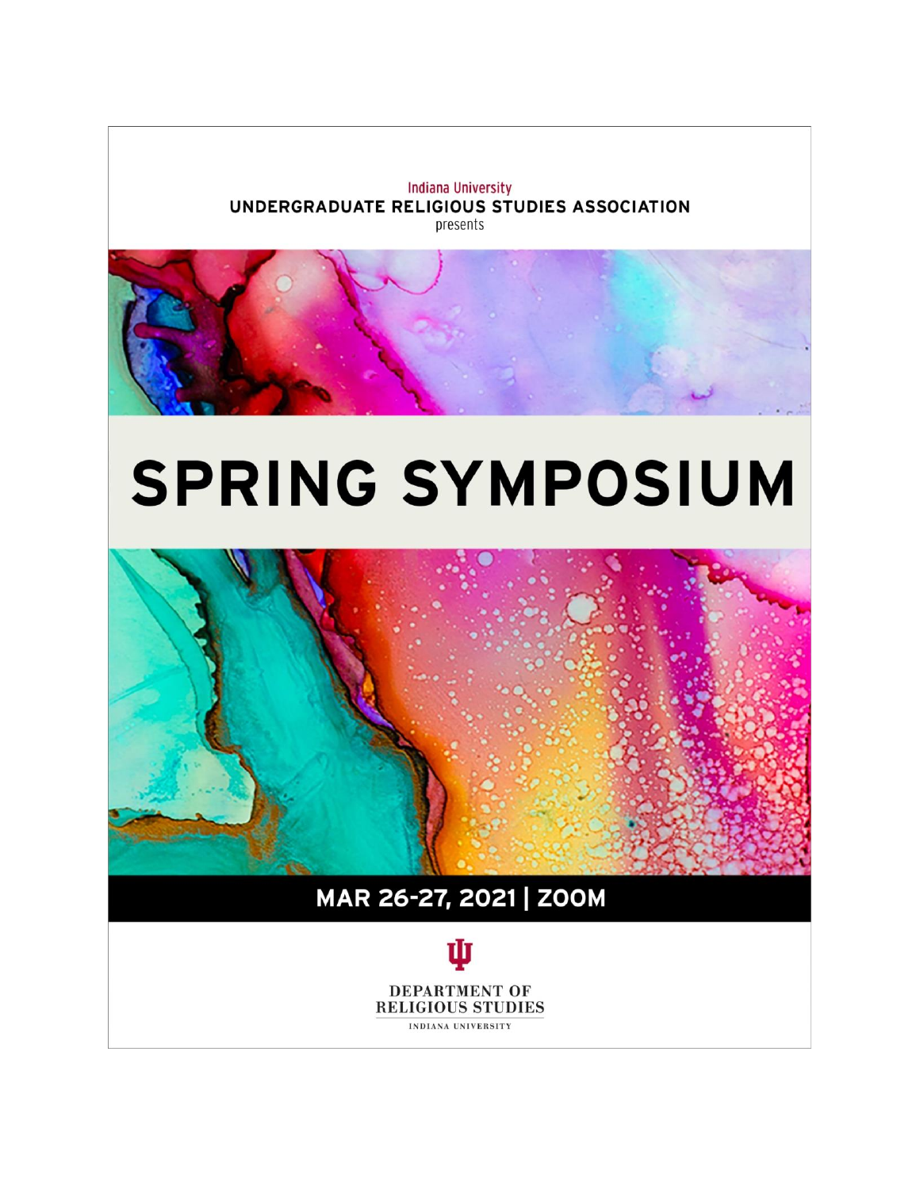Indiana University

UNDERGRADUATE RELIGIOUS STUDIES ASSOCIATION

presents

# SPRING SYMPOSIUM

## MAR 26-27, 2021 | ZOOM

DEPARTMENT OF RELIGIOUS STUDIES

INDIANA UNIVERSITY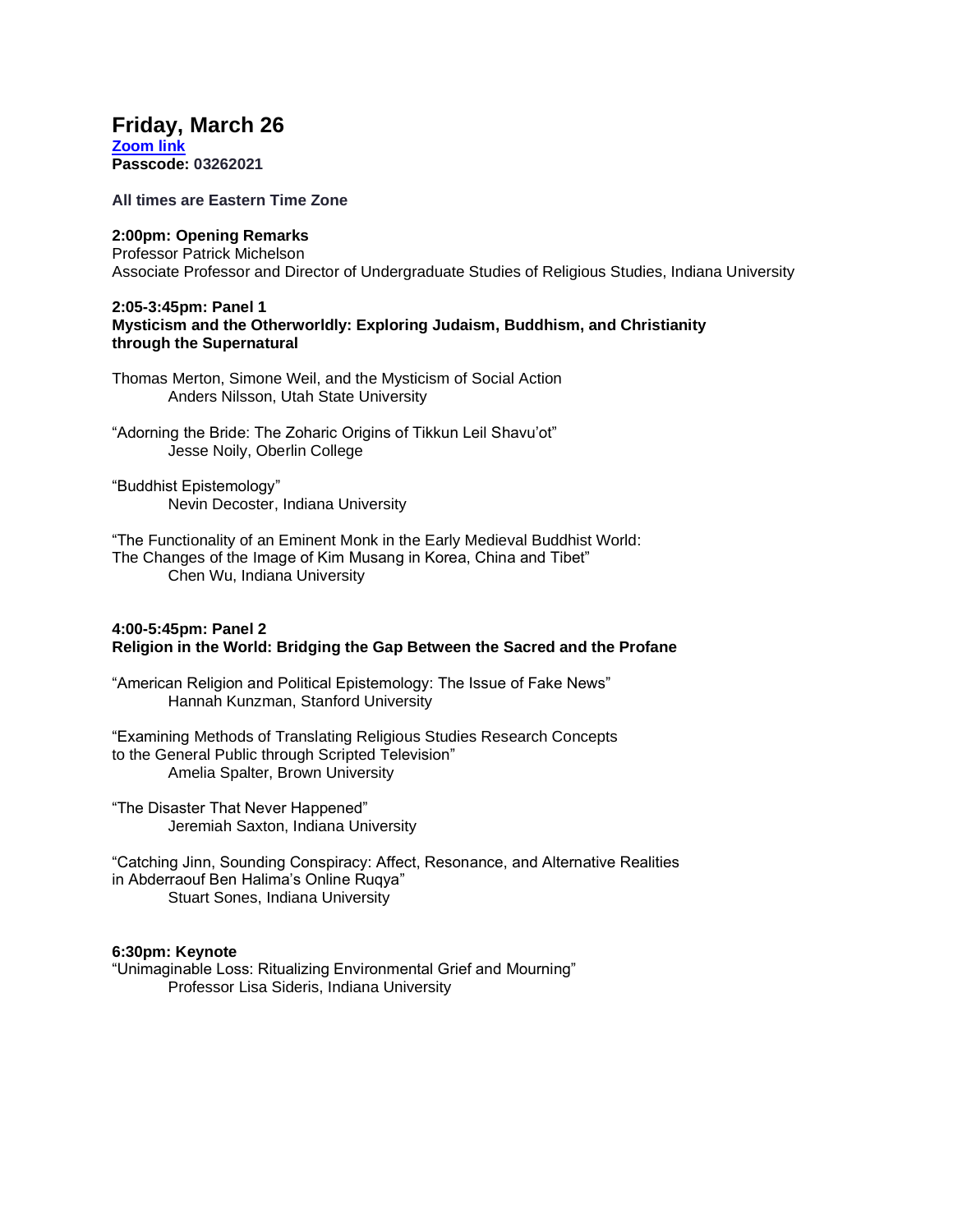# Friday, March 26

**[Zoom link]()**
**Passcode: 03262021**

**All times are Eastern Time Zone**

**2:00pm: Opening Remarks**
Professor Patrick Michelson
Associate Professor and Director of Undergraduate Studies of Religious Studies, Indiana University

**2:05-3:45pm: Panel 1**
**Mysticism and the Otherworldly: Exploring Judaism, Buddhism, and Christianity through the Supernatural**

Thomas Merton, Simone Weil, and the Mysticism of Social Action
Anders Nilsson, Utah State University

"Adorning the Bride: The Zoharic Origins of Tikkun Leil Shavu'ot"
Jesse Noily, Oberlin College

"Buddhist Epistemology"
Nevin Decoster, Indiana University

"The Functionality of an Eminent Monk in the Early Medieval Buddhist World: The Changes of the Image of Kim Musang in Korea, China and Tibet"
Chen Wu, Indiana University

**4:00-5:45pm: Panel 2**
**Religion in the World: Bridging the Gap Between the Sacred and the Profane**

"American Religion and Political Epistemology: The Issue of Fake News"
Hannah Kunzman, Stanford University

"Examining Methods of Translating Religious Studies Research Concepts to the General Public through Scripted Television"
Amelia Spalter, Brown University

"The Disaster That Never Happened"
Jeremiah Saxton, Indiana University

"Catching Jinn, Sounding Conspiracy: Affect, Resonance, and Alternative Realities in Abderraouf Ben Halima's Online Ruqya"
Stuart Sones, Indiana University

**6:30pm: Keynote**
"Unimaginable Loss: Ritualizing Environmental Grief and Mourning"
Professor Lisa Sideris, Indiana University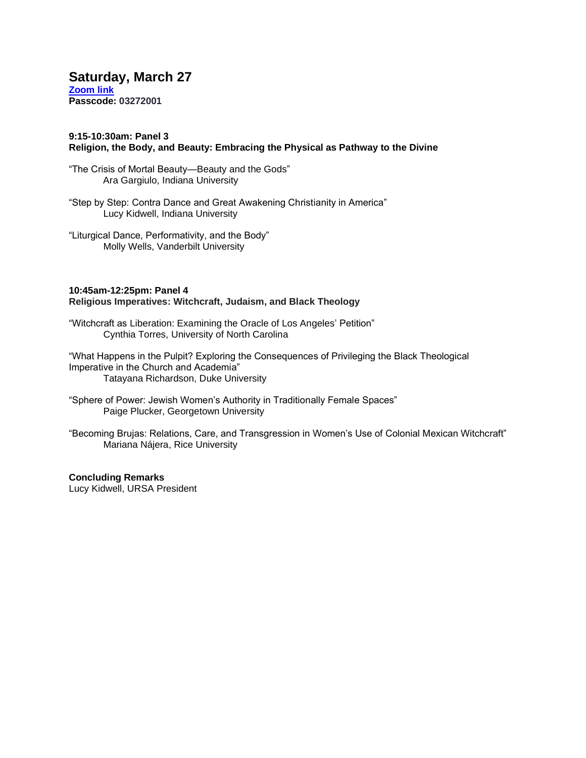## Saturday, March 27

**Zoom link**
**Passcode: 03272001**

**9:15-10:30am: Panel 3**
**Religion, the Body, and Beauty: Embracing the Physical as Pathway to the Divine**

"The Crisis of Mortal Beauty—Beauty and the Gods"
Ara Gargiulo, Indiana University

"Step by Step: Contra Dance and Great Awakening Christianity in America"
Lucy Kidwell, Indiana University

"Liturgical Dance, Performativity, and the Body"
Molly Wells, Vanderbilt University

**10:45am-12:25pm: Panel 4**
**Religious Imperatives: Witchcraft, Judaism, and Black Theology**

"Witchcraft as Liberation: Examining the Oracle of Los Angeles' Petition"
Cynthia Torres, University of North Carolina

"What Happens in the Pulpit? Exploring the Consequences of Privileging the Black Theological Imperative in the Church and Academia"
Tatayana Richardson, Duke University

"Sphere of Power: Jewish Women's Authority in Traditionally Female Spaces"
Paige Plucker, Georgetown University

"Becoming Brujas: Relations, Care, and Transgression in Women's Use of Colonial Mexican Witchcraft"
Mariana Nájera, Rice University

**Concluding Remarks**
Lucy Kidwell, URSA President